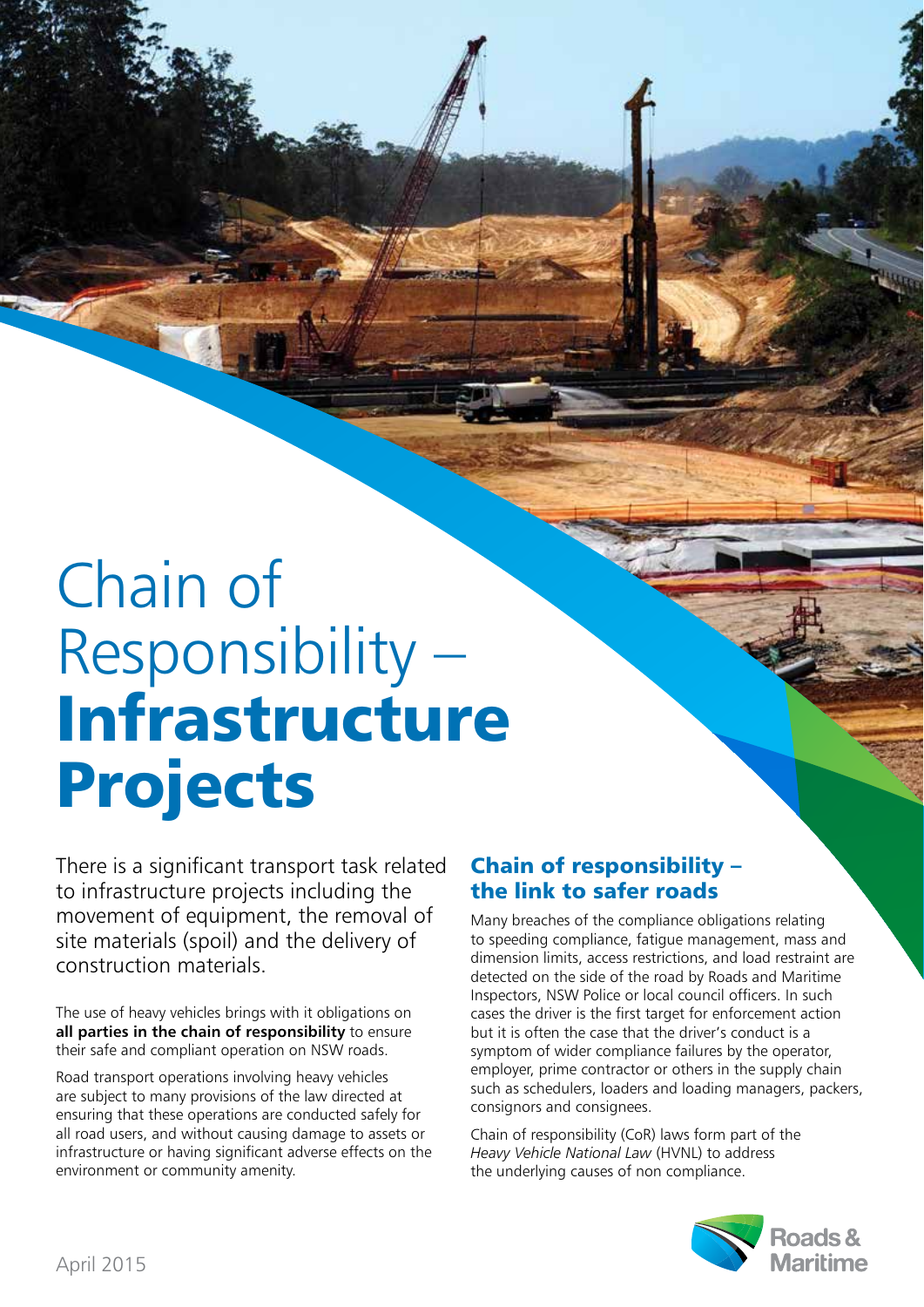# Chain of Responsibility – **Infrastructure Projects**

There is a significant transport task related to infrastructure projects including the movement of equipment, the removal of site materials (spoil) and the delivery of construction materials.

The use of heavy vehicles brings with it obligations on **all parties in the chain of responsibility** to ensure their safe and compliant operation on NSW roads.

Road transport operations involving heavy vehicles are subject to many provisions of the law directed at ensuring that these operations are conducted safely for all road users, and without causing damage to assets or infrastructure or having significant adverse effects on the environment or community amenity.

## Chain of responsibility – the link to safer roads

Many breaches of the compliance obligations relating to speeding compliance, fatigue management, mass and dimension limits, access restrictions, and load restraint are detected on the side of the road by Roads and Maritime Inspectors, NSW Police or local council officers. In such cases the driver is the first target for enforcement action but it is often the case that the driver's conduct is a symptom of wider compliance failures by the operator, employer, prime contractor or others in the supply chain such as schedulers, loaders and loading managers, packers, consignors and consignees.

Chain of responsibility (CoR) laws form part of the *Heavy Vehicle National Law* (HVNL) to address the underlying causes of non compliance.

April 2015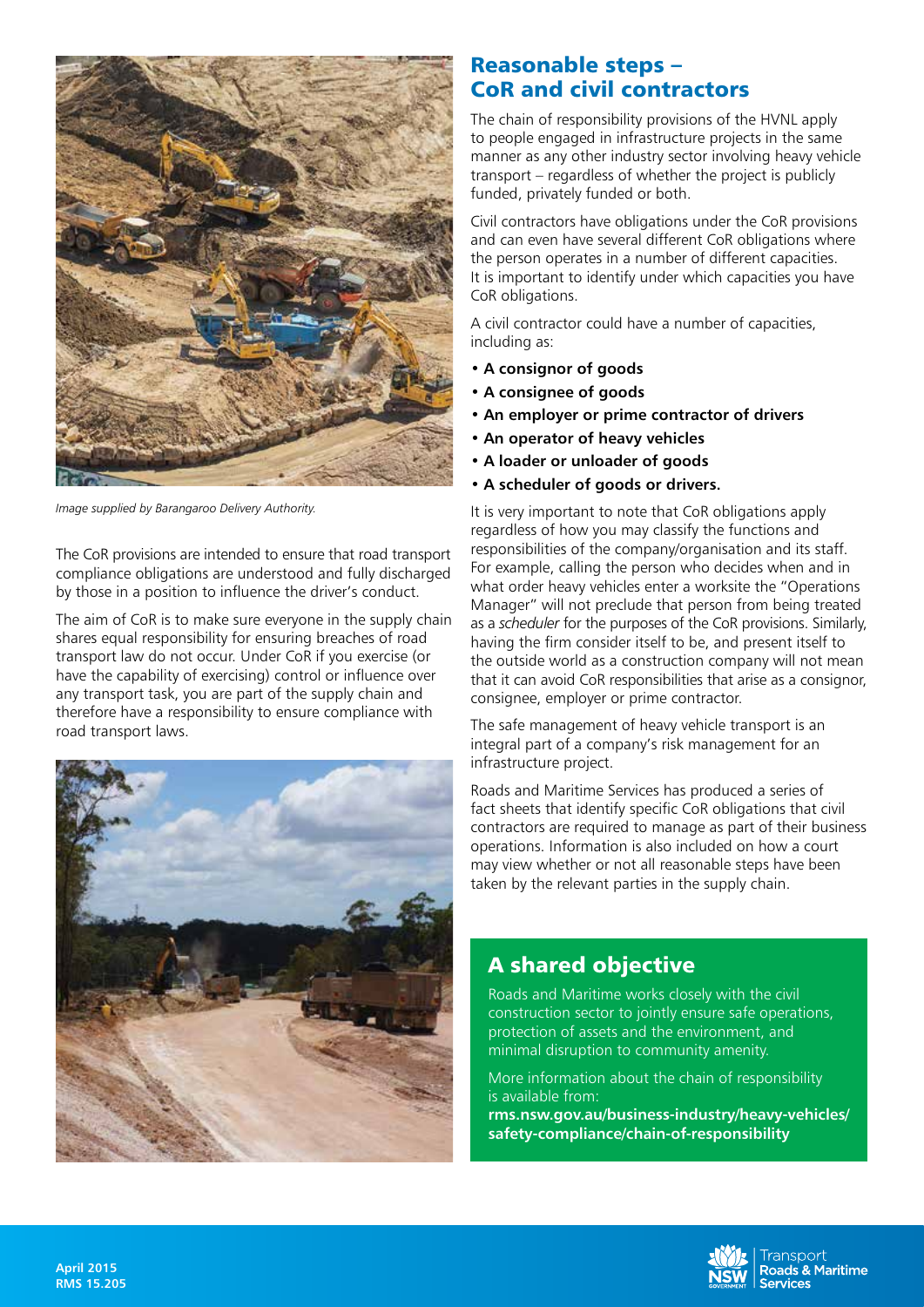Image supplied by Barangaroo Delivery Authority.

The CoR provisions are intended to ensure that road transport compliance obligations are understood and fully discharged by those in a position to influence the driver's conduct.

The aim of CoR is to make sure everyone in the supply chain shares equal responsibility for ensuring breaches of road transport law do not occur. Under CoR if you exercise (or have the capability of exercising) control or influence over any transport task, you are part of the supply chain and therefore have a responsibility to ensure compliance with road transport laws.

## Reasonable steps – CoR and civil contractors

The chain of responsibility provisions of the HVNL apply to people engaged in infrastructure projects in the same manner as any other industry sector involving heavy vehicle transport – regardless of whether the project is publicly funded, privately funded or both.

Civil contractors have obligations under the CoR provisions and can even have several different CoR obligations where the person operates in a number of different capacities. It is important to identify under which capacities you have CoR obligations.

A civil contractor could have a number of capacities, including as:

- **A consignor of goods**
- **A consignee of goods**
- **An employer or prime contractor of drivers**
- **An operator of heavy vehicles**
- **A loader or unloader of goods**
- **A scheduler of goods or drivers.**

It is very important to note that CoR obligations apply regardless of how you may classify the functions and responsibilities of the company/organisation and its staff. For example, calling the person who decides when and in what order heavy vehicles enter a worksite the "Operations Manager" will not preclude that person from being treated as a *scheduler* for the purposes of the CoR provisions. Similarly, having the firm consider itself to be, and present itself to the outside world as a construction company will not mean that it can avoid CoR responsibilities that arise as a consignor, consignee, employer or prime contractor.

The safe management of heavy vehicle transport is an integral part of a company's risk management for an infrastructure project.

Roads and Maritime Services has produced a series of fact sheets that identify specific CoR obligations that civil contractors are required to manage as part of their business operations. Information is also included on how a court may view whether or not all reasonable steps have been taken by the relevant parties in the supply chain.

## A shared objective

Roads and Maritime works closely with the civil construction sector to jointly ensure safe operations, protection of assets and the environment, and minimal disruption to community amenity.

More information about the chain of responsibility is available from:
**rms.nsw.gov.au/business-industry/heavy-vehicles/safety-compliance/chain-of-responsibility**

**April 2015**
**RMS 15.205**